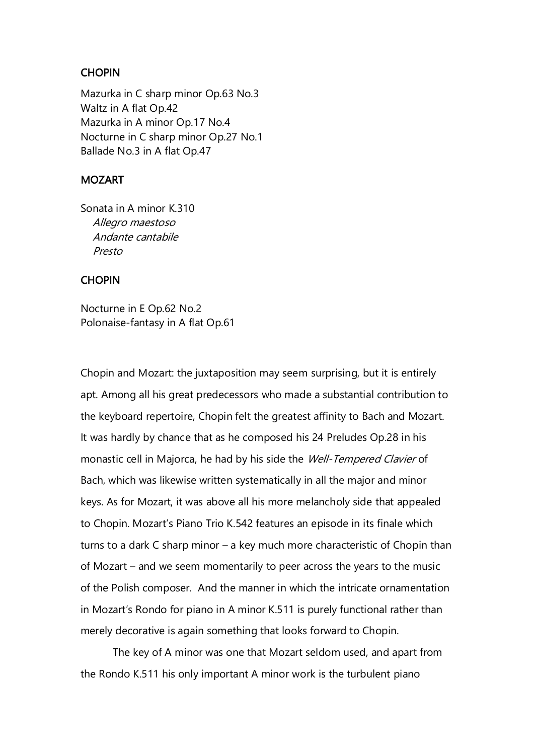## CHOPIN

Mazurka in C sharp minor Op.63 No.3
Waltz in A flat Op.42
Mazurka in A minor Op.17 No.4
Nocturne in C sharp minor Op.27 No.1
Ballade No.3 in A flat Op.47

## MOZART

Sonata in A minor K.310
*Allegro maestoso*
*Andante cantabile*
*Presto*

## CHOPIN

Nocturne in E Op.62 No.2
Polonaise-fantasy in A flat Op.61

Chopin and Mozart: the juxtaposition may seem surprising, but it is entirely apt. Among all his great predecessors who made a substantial contribution to the keyboard repertoire, Chopin felt the greatest affinity to Bach and Mozart. It was hardly by chance that as he composed his 24 Preludes Op.28 in his monastic cell in Majorca, he had by his side the *Well-Tempered Clavier* of Bach, which was likewise written systematically in all the major and minor keys. As for Mozart, it was above all his more melancholy side that appealed to Chopin. Mozart's Piano Trio K.542 features an episode in its finale which turns to a dark C sharp minor – a key much more characteristic of Chopin than of Mozart – and we seem momentarily to peer across the years to the music of the Polish composer. And the manner in which the intricate ornamentation in Mozart's Rondo for piano in A minor K.511 is purely functional rather than merely decorative is again something that looks forward to Chopin.

The key of A minor was one that Mozart seldom used, and apart from the Rondo K.511 his only important A minor work is the turbulent piano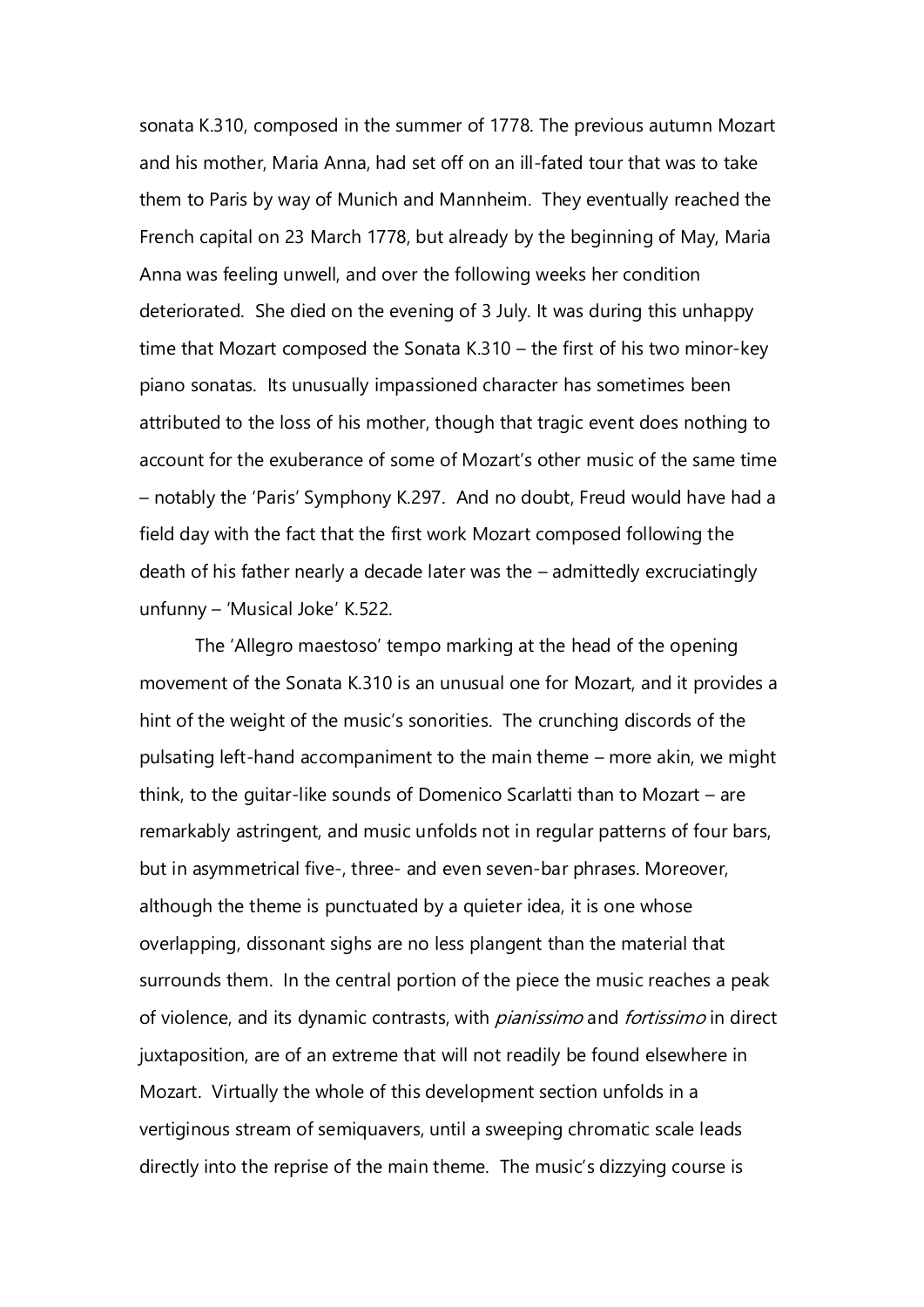sonata K.310, composed in the summer of 1778. The previous autumn Mozart and his mother, Maria Anna, had set off on an ill-fated tour that was to take them to Paris by way of Munich and Mannheim. They eventually reached the French capital on 23 March 1778, but already by the beginning of May, Maria Anna was feeling unwell, and over the following weeks her condition deteriorated. She died on the evening of 3 July. It was during this unhappy time that Mozart composed the Sonata K.310 – the first of his two minor-key piano sonatas. Its unusually impassioned character has sometimes been attributed to the loss of his mother, though that tragic event does nothing to account for the exuberance of some of Mozart's other music of the same time – notably the 'Paris' Symphony K.297. And no doubt, Freud would have had a field day with the fact that the first work Mozart composed following the death of his father nearly a decade later was the – admittedly excruciatingly unfunny – 'Musical Joke' K.522.

The 'Allegro maestoso' tempo marking at the head of the opening movement of the Sonata K.310 is an unusual one for Mozart, and it provides a hint of the weight of the music's sonorities. The crunching discords of the pulsating left-hand accompaniment to the main theme – more akin, we might think, to the guitar-like sounds of Domenico Scarlatti than to Mozart – are remarkably astringent, and music unfolds not in regular patterns of four bars, but in asymmetrical five-, three- and even seven-bar phrases. Moreover, although the theme is punctuated by a quieter idea, it is one whose overlapping, dissonant sighs are no less plangent than the material that surrounds them. In the central portion of the piece the music reaches a peak of violence, and its dynamic contrasts, with *pianissimo* and *fortissimo* in direct juxtaposition, are of an extreme that will not readily be found elsewhere in Mozart. Virtually the whole of this development section unfolds in a vertiginous stream of semiquavers, until a sweeping chromatic scale leads directly into the reprise of the main theme. The music's dizzying course is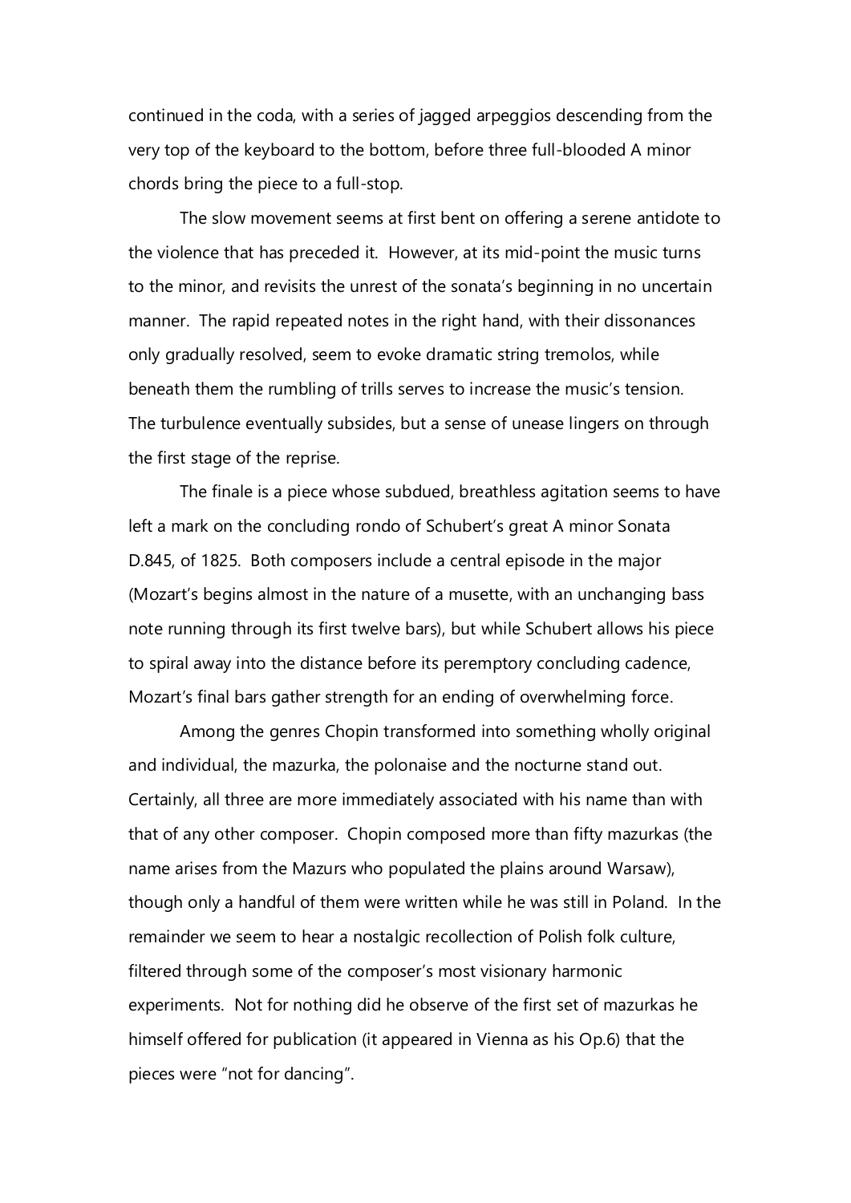continued in the coda, with a series of jagged arpeggios descending from the very top of the keyboard to the bottom, before three full-blooded A minor chords bring the piece to a full-stop.

The slow movement seems at first bent on offering a serene antidote to the violence that has preceded it. However, at its mid-point the music turns to the minor, and revisits the unrest of the sonata's beginning in no uncertain manner. The rapid repeated notes in the right hand, with their dissonances only gradually resolved, seem to evoke dramatic string tremolos, while beneath them the rumbling of trills serves to increase the music's tension. The turbulence eventually subsides, but a sense of unease lingers on through the first stage of the reprise.

The finale is a piece whose subdued, breathless agitation seems to have left a mark on the concluding rondo of Schubert's great A minor Sonata D.845, of 1825. Both composers include a central episode in the major (Mozart's begins almost in the nature of a musette, with an unchanging bass note running through its first twelve bars), but while Schubert allows his piece to spiral away into the distance before its peremptory concluding cadence, Mozart's final bars gather strength for an ending of overwhelming force.

Among the genres Chopin transformed into something wholly original and individual, the mazurka, the polonaise and the nocturne stand out. Certainly, all three are more immediately associated with his name than with that of any other composer. Chopin composed more than fifty mazurkas (the name arises from the Mazurs who populated the plains around Warsaw), though only a handful of them were written while he was still in Poland. In the remainder we seem to hear a nostalgic recollection of Polish folk culture, filtered through some of the composer's most visionary harmonic experiments. Not for nothing did he observe of the first set of mazurkas he himself offered for publication (it appeared in Vienna as his Op.6) that the pieces were "not for dancing".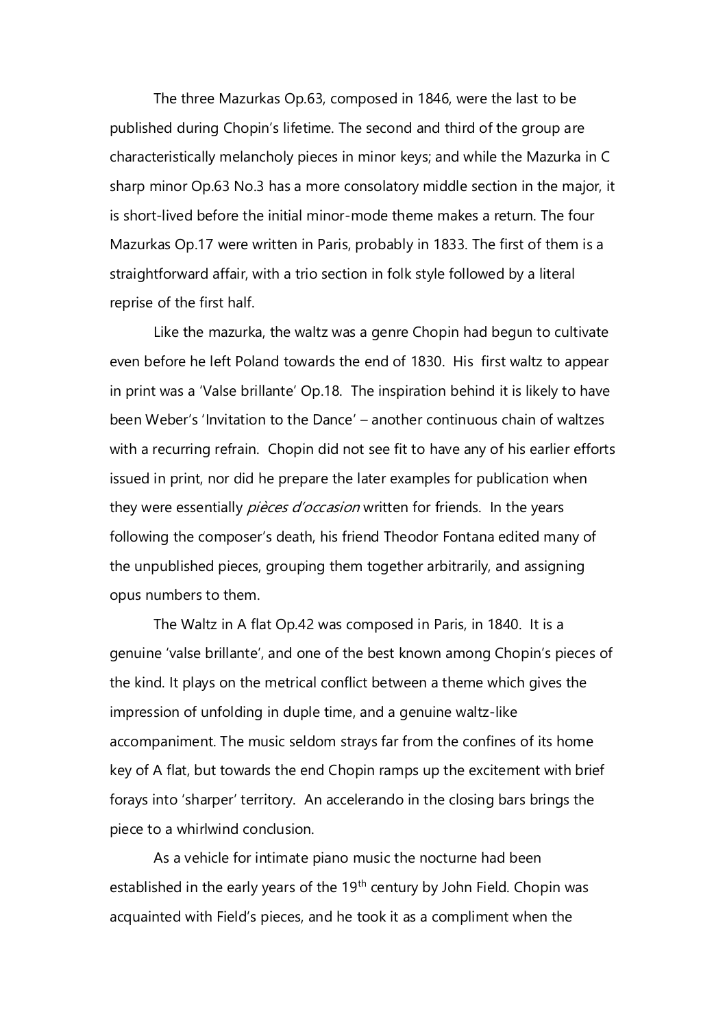The three Mazurkas Op.63, composed in 1846, were the last to be published during Chopin's lifetime. The second and third of the group are characteristically melancholy pieces in minor keys; and while the Mazurka in C sharp minor Op.63 No.3 has a more consolatory middle section in the major, it is short-lived before the initial minor-mode theme makes a return. The four Mazurkas Op.17 were written in Paris, probably in 1833. The first of them is a straightforward affair, with a trio section in folk style followed by a literal reprise of the first half.

Like the mazurka, the waltz was a genre Chopin had begun to cultivate even before he left Poland towards the end of 1830. His first waltz to appear in print was a 'Valse brillante' Op.18. The inspiration behind it is likely to have been Weber's 'Invitation to the Dance' – another continuous chain of waltzes with a recurring refrain. Chopin did not see fit to have any of his earlier efforts issued in print, nor did he prepare the later examples for publication when they were essentially *pièces d'occasion* written for friends. In the years following the composer's death, his friend Theodor Fontana edited many of the unpublished pieces, grouping them together arbitrarily, and assigning opus numbers to them.

The Waltz in A flat Op.42 was composed in Paris, in 1840. It is a genuine 'valse brillante', and one of the best known among Chopin's pieces of the kind. It plays on the metrical conflict between a theme which gives the impression of unfolding in duple time, and a genuine waltz-like accompaniment. The music seldom strays far from the confines of its home key of A flat, but towards the end Chopin ramps up the excitement with brief forays into 'sharper' territory. An accelerando in the closing bars brings the piece to a whirlwind conclusion.

As a vehicle for intimate piano music the nocturne had been established in the early years of the 19th century by John Field. Chopin was acquainted with Field's pieces, and he took it as a compliment when the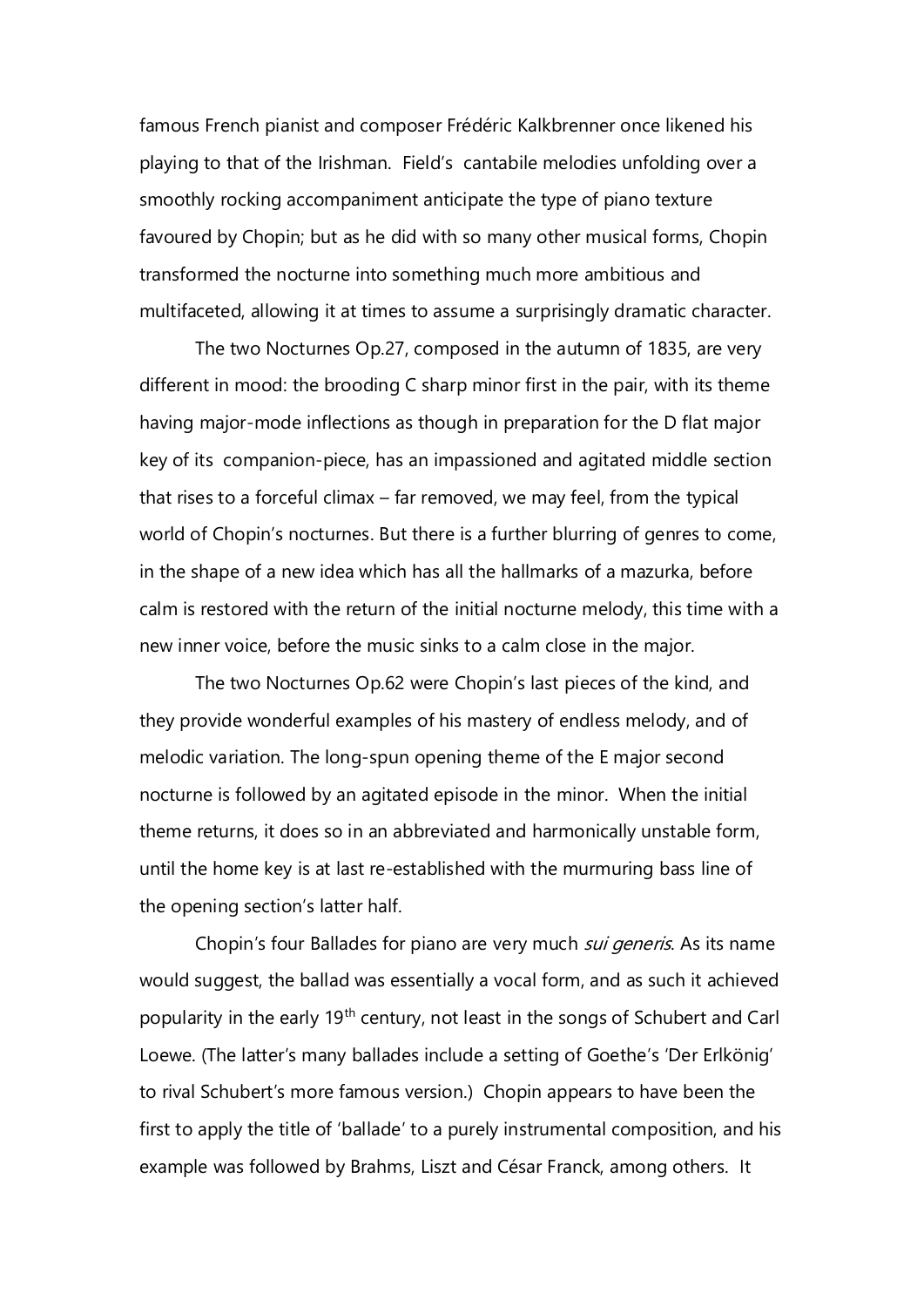famous French pianist and composer Frédéric Kalkbrenner once likened his playing to that of the Irishman. Field's cantabile melodies unfolding over a smoothly rocking accompaniment anticipate the type of piano texture favoured by Chopin; but as he did with so many other musical forms, Chopin transformed the nocturne into something much more ambitious and multifaceted, allowing it at times to assume a surprisingly dramatic character.

The two Nocturnes Op.27, composed in the autumn of 1835, are very different in mood: the brooding C sharp minor first in the pair, with its theme having major-mode inflections as though in preparation for the D flat major key of its companion-piece, has an impassioned and agitated middle section that rises to a forceful climax – far removed, we may feel, from the typical world of Chopin's nocturnes. But there is a further blurring of genres to come, in the shape of a new idea which has all the hallmarks of a mazurka, before calm is restored with the return of the initial nocturne melody, this time with a new inner voice, before the music sinks to a calm close in the major.

The two Nocturnes Op.62 were Chopin's last pieces of the kind, and they provide wonderful examples of his mastery of endless melody, and of melodic variation. The long-spun opening theme of the E major second nocturne is followed by an agitated episode in the minor. When the initial theme returns, it does so in an abbreviated and harmonically unstable form, until the home key is at last re-established with the murmuring bass line of the opening section's latter half.

Chopin's four Ballades for piano are very much *sui generis*. As its name would suggest, the ballad was essentially a vocal form, and as such it achieved popularity in the early 19th century, not least in the songs of Schubert and Carl Loewe. (The latter's many ballades include a setting of Goethe's 'Der Erlkönig' to rival Schubert's more famous version.) Chopin appears to have been the first to apply the title of 'ballade' to a purely instrumental composition, and his example was followed by Brahms, Liszt and César Franck, among others. It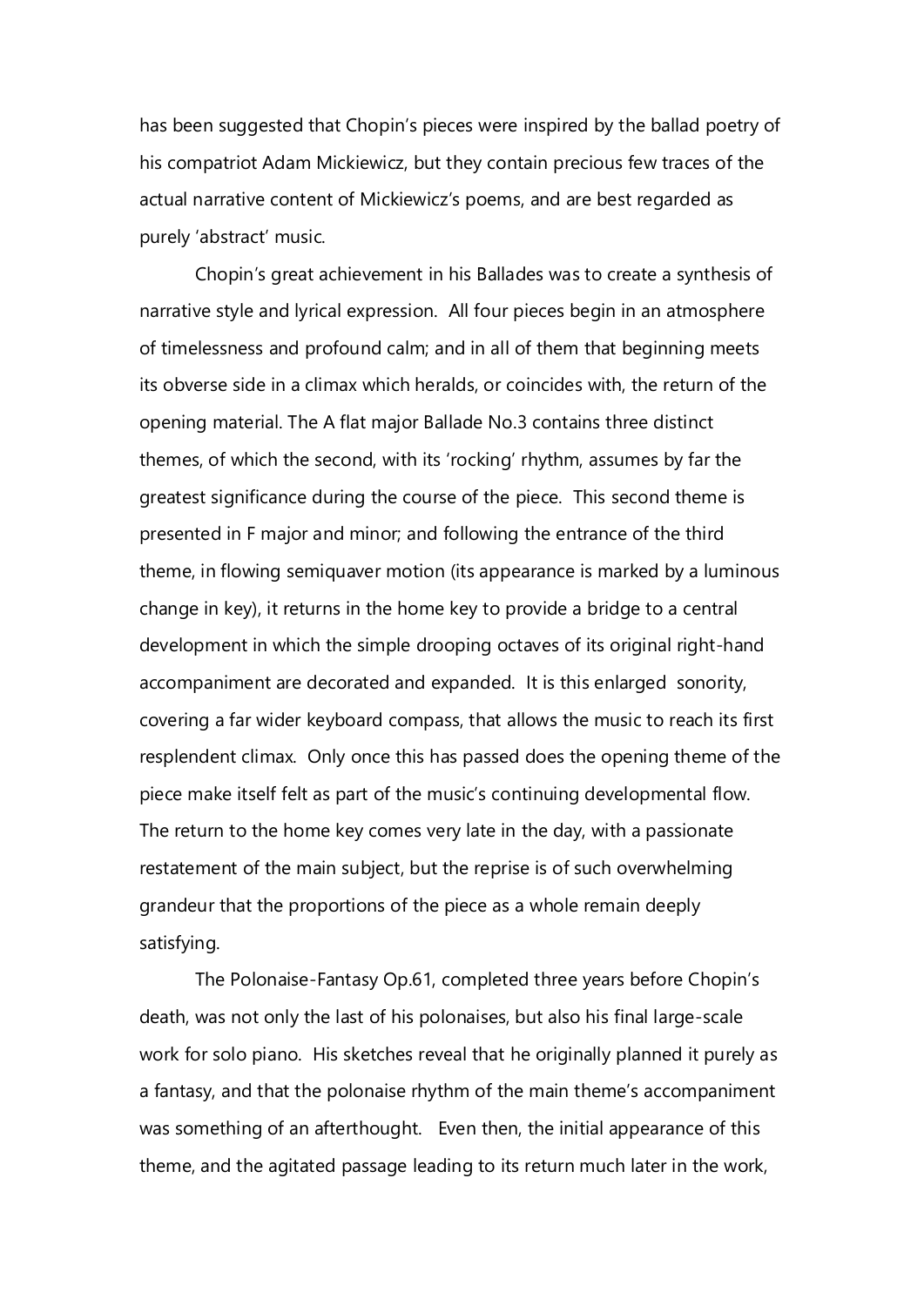has been suggested that Chopin's pieces were inspired by the ballad poetry of his compatriot Adam Mickiewicz, but they contain precious few traces of the actual narrative content of Mickiewicz's poems, and are best regarded as purely 'abstract' music.

Chopin's great achievement in his Ballades was to create a synthesis of narrative style and lyrical expression. All four pieces begin in an atmosphere of timelessness and profound calm; and in all of them that beginning meets its obverse side in a climax which heralds, or coincides with, the return of the opening material. The A flat major Ballade No.3 contains three distinct themes, of which the second, with its 'rocking' rhythm, assumes by far the greatest significance during the course of the piece. This second theme is presented in F major and minor; and following the entrance of the third theme, in flowing semiquaver motion (its appearance is marked by a luminous change in key), it returns in the home key to provide a bridge to a central development in which the simple drooping octaves of its original right-hand accompaniment are decorated and expanded. It is this enlarged sonority, covering a far wider keyboard compass, that allows the music to reach its first resplendent climax. Only once this has passed does the opening theme of the piece make itself felt as part of the music's continuing developmental flow. The return to the home key comes very late in the day, with a passionate restatement of the main subject, but the reprise is of such overwhelming grandeur that the proportions of the piece as a whole remain deeply satisfying.

The Polonaise-Fantasy Op.61, completed three years before Chopin's death, was not only the last of his polonaises, but also his final large-scale work for solo piano. His sketches reveal that he originally planned it purely as a fantasy, and that the polonaise rhythm of the main theme's accompaniment was something of an afterthought. Even then, the initial appearance of this theme, and the agitated passage leading to its return much later in the work,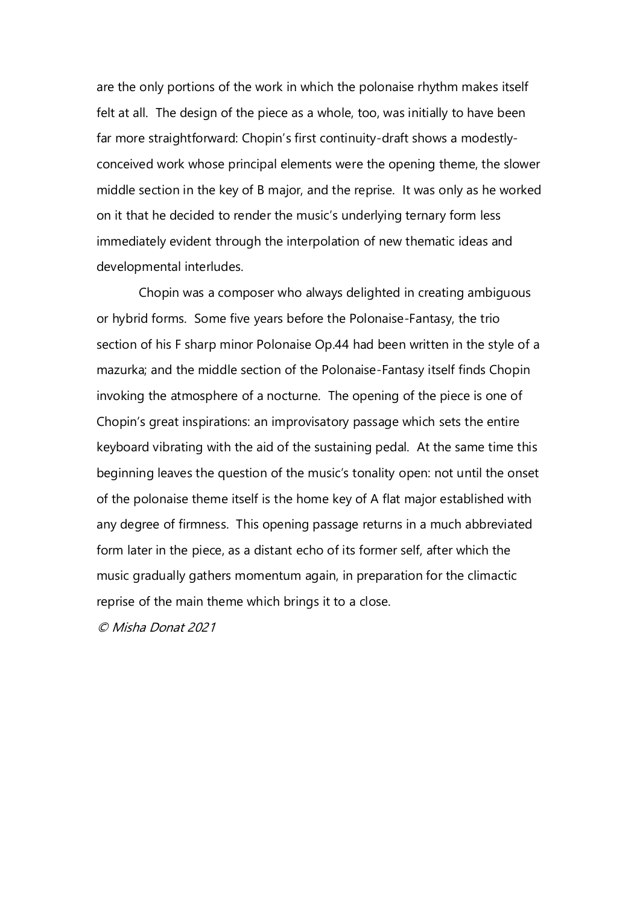are the only portions of the work in which the polonaise rhythm makes itself felt at all. The design of the piece as a whole, too, was initially to have been far more straightforward: Chopin's first continuity-draft shows a modestly-conceived work whose principal elements were the opening theme, the slower middle section in the key of B major, and the reprise. It was only as he worked on it that he decided to render the music's underlying ternary form less immediately evident through the interpolation of new thematic ideas and developmental interludes.

Chopin was a composer who always delighted in creating ambiguous or hybrid forms. Some five years before the Polonaise-Fantasy, the trio section of his F sharp minor Polonaise Op.44 had been written in the style of a mazurka; and the middle section of the Polonaise-Fantasy itself finds Chopin invoking the atmosphere of a nocturne. The opening of the piece is one of Chopin's great inspirations: an improvisatory passage which sets the entire keyboard vibrating with the aid of the sustaining pedal. At the same time this beginning leaves the question of the music's tonality open: not until the onset of the polonaise theme itself is the home key of A flat major established with any degree of firmness. This opening passage returns in a much abbreviated form later in the piece, as a distant echo of its former self, after which the music gradually gathers momentum again, in preparation for the climactic reprise of the main theme which brings it to a close.

*© Misha Donat 2021*